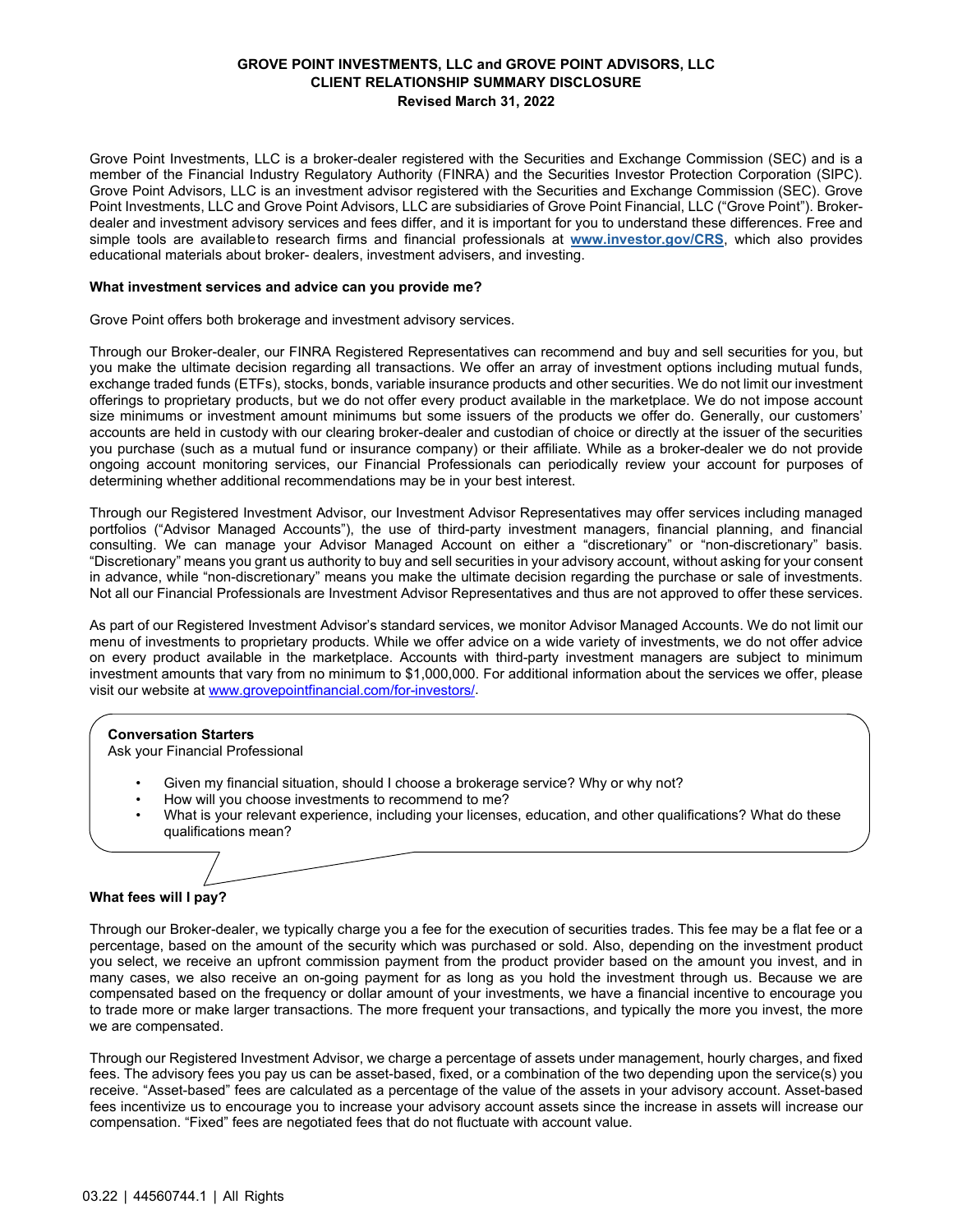**GROVE POINT INVESTMENTS, LLC and GROVE POINT ADVISORS, LLC**
**CLIENT RELATIONSHIP SUMMARY DISCLOSURE**
**Revised March 31, 2022**

Grove Point Investments, LLC is a broker-dealer registered with the Securities and Exchange Commission (SEC) and is a member of the Financial Industry Regulatory Authority (FINRA) and the Securities Investor Protection Corporation (SIPC). Grove Point Advisors, LLC is an investment advisor registered with the Securities and Exchange Commission (SEC). Grove Point Investments, LLC and Grove Point Advisors, LLC are subsidiaries of Grove Point Financial, LLC ("Grove Point"). Broker-dealer and investment advisory services and fees differ, and it is important for you to understand these differences. Free and simple tools are availableto research firms and financial professionals at **www.investor.gov/CRS**, which also provides educational materials about broker- dealers, investment advisers, and investing.

**What investment services and advice can you provide me?**

Grove Point offers both brokerage and investment advisory services.

Through our Broker-dealer, our FINRA Registered Representatives can recommend and buy and sell securities for you, but you make the ultimate decision regarding all transactions. We offer an array of investment options including mutual funds, exchange traded funds (ETFs), stocks, bonds, variable insurance products and other securities. We do not limit our investment offerings to proprietary products, but we do not offer every product available in the marketplace. We do not impose account size minimums or investment amount minimums but some issuers of the products we offer do. Generally, our customers' accounts are held in custody with our clearing broker-dealer and custodian of choice or directly at the issuer of the securities you purchase (such as a mutual fund or insurance company) or their affiliate. While as a broker-dealer we do not provide ongoing account monitoring services, our Financial Professionals can periodically review your account for purposes of determining whether additional recommendations may be in your best interest.

Through our Registered Investment Advisor, our Investment Advisor Representatives may offer services including managed portfolios ("Advisor Managed Accounts"), the use of third-party investment managers, financial planning, and financial consulting. We can manage your Advisor Managed Account on either a "discretionary" or "non-discretionary" basis. "Discretionary" means you grant us authority to buy and sell securities in your advisory account, without asking for your consent in advance, while "non-discretionary" means you make the ultimate decision regarding the purchase or sale of investments. Not all our Financial Professionals are Investment Advisor Representatives and thus are not approved to offer these services.

As part of our Registered Investment Advisor's standard services, we monitor Advisor Managed Accounts. We do not limit our menu of investments to proprietary products. While we offer advice on a wide variety of investments, we do not offer advice on every product available in the marketplace. Accounts with third-party investment managers are subject to minimum investment amounts that vary from no minimum to $1,000,000. For additional information about the services we offer, please visit our website at www.grovepointfinancial.com/for-investors/.

**Conversation Starters**
Ask your Financial Professional

- Given my financial situation, should I choose a brokerage service? Why or why not?
- How will you choose investments to recommend to me?
- What is your relevant experience, including your licenses, education, and other qualifications? What do these qualifications mean?

**What fees will I pay?**

Through our Broker-dealer, we typically charge you a fee for the execution of securities trades. This fee may be a flat fee or a percentage, based on the amount of the security which was purchased or sold. Also, depending on the investment product you select, we receive an upfront commission payment from the product provider based on the amount you invest, and in many cases, we also receive an on-going payment for as long as you hold the investment through us. Because we are compensated based on the frequency or dollar amount of your investments, we have a financial incentive to encourage you to trade more or make larger transactions. The more frequent your transactions, and typically the more you invest, the more we are compensated.

Through our Registered Investment Advisor, we charge a percentage of assets under management, hourly charges, and fixed fees. The advisory fees you pay us can be asset-based, fixed, or a combination of the two depending upon the service(s) you receive. "Asset-based" fees are calculated as a percentage of the value of the assets in your advisory account. Asset-based fees incentivize us to encourage you to increase your advisory account assets since the increase in assets will increase our compensation. "Fixed" fees are negotiated fees that do not fluctuate with account value.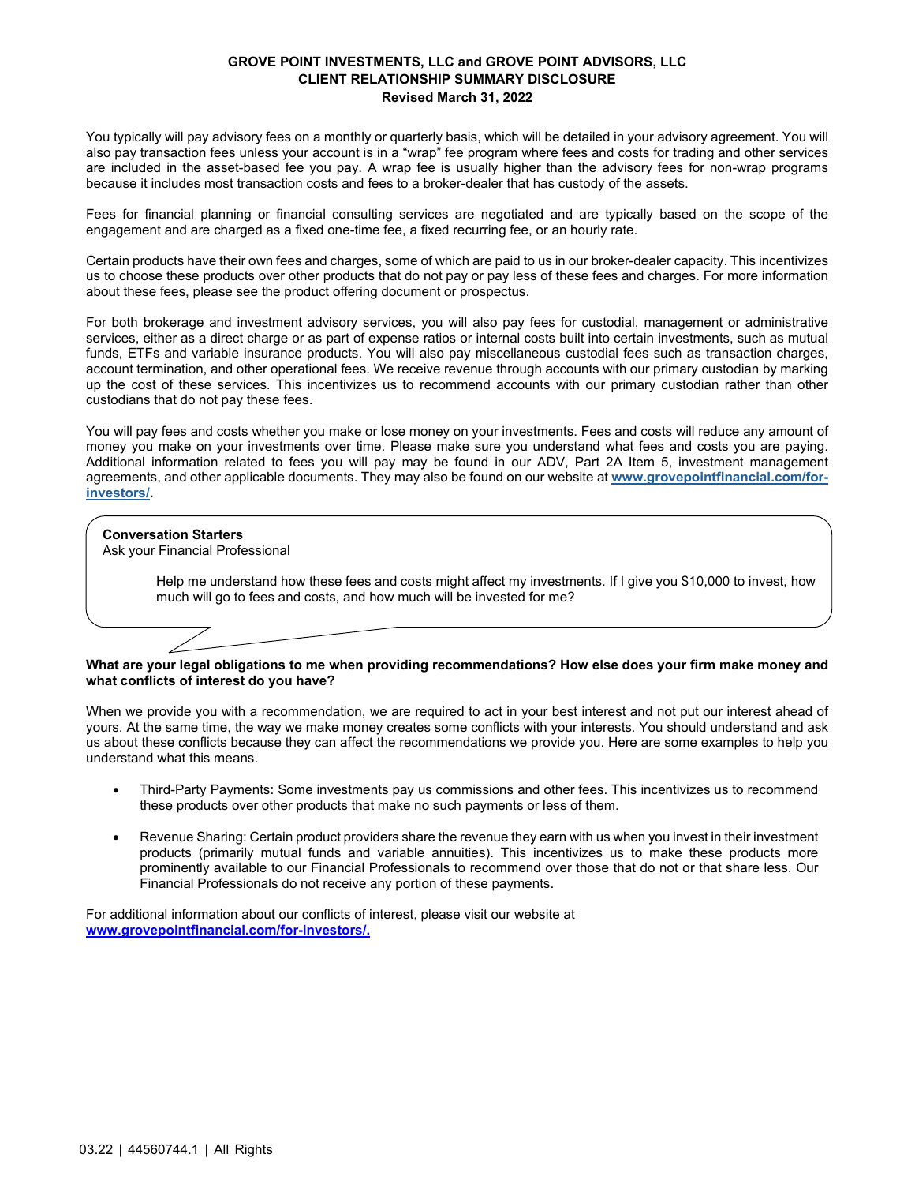**GROVE POINT INVESTMENTS, LLC and GROVE POINT ADVISORS, LLC**
**CLIENT RELATIONSHIP SUMMARY DISCLOSURE**
**Revised March 31, 2022**

You typically will pay advisory fees on a monthly or quarterly basis, which will be detailed in your advisory agreement. You will also pay transaction fees unless your account is in a "wrap" fee program where fees and costs for trading and other services are included in the asset-based fee you pay. A wrap fee is usually higher than the advisory fees for non-wrap programs because it includes most transaction costs and fees to a broker-dealer that has custody of the assets.

Fees for financial planning or financial consulting services are negotiated and are typically based on the scope of the engagement and are charged as a fixed one-time fee, a fixed recurring fee, or an hourly rate.

Certain products have their own fees and charges, some of which are paid to us in our broker-dealer capacity. This incentivizes us to choose these products over other products that do not pay or pay less of these fees and charges. For more information about these fees, please see the product offering document or prospectus.

For both brokerage and investment advisory services, you will also pay fees for custodial, management or administrative services, either as a direct charge or as part of expense ratios or internal costs built into certain investments, such as mutual funds, ETFs and variable insurance products. You will also pay miscellaneous custodial fees such as transaction charges, account termination, and other operational fees. We receive revenue through accounts with our primary custodian by marking up the cost of these services. This incentivizes us to recommend accounts with our primary custodian rather than other custodians that do not pay these fees.

You will pay fees and costs whether you make or lose money on your investments. Fees and costs will reduce any amount of money you make on your investments over time. Please make sure you understand what fees and costs you are paying. Additional information related to fees you will pay may be found in our ADV, Part 2A Item 5, investment management agreements, and other applicable documents. They may also be found on our website at **www.grovepointfinancial.com/for-investors/.**

**Conversation Starters**
Ask your Financial Professional

> Help me understand how these fees and costs might affect my investments. If I give you $10,000 to invest, how much will go to fees and costs, and how much will be invested for me?

**What are your legal obligations to me when providing recommendations? How else does your firm make money and what conflicts of interest do you have?**

When we provide you with a recommendation, we are required to act in your best interest and not put our interest ahead of yours. At the same time, the way we make money creates some conflicts with your interests. You should understand and ask us about these conflicts because they can affect the recommendations we provide you. Here are some examples to help you understand what this means.

- Third-Party Payments: Some investments pay us commissions and other fees. This incentivizes us to recommend these products over other products that make no such payments or less of them.
- Revenue Sharing: Certain product providers share the revenue they earn with us when you invest in their investment products (primarily mutual funds and variable annuities). This incentivizes us to make these products more prominently available to our Financial Professionals to recommend over those that do not or that share less. Our Financial Professionals do not receive any portion of these payments.

For additional information about our conflicts of interest, please visit our website at **www.grovepointfinancial.com/for-investors/.**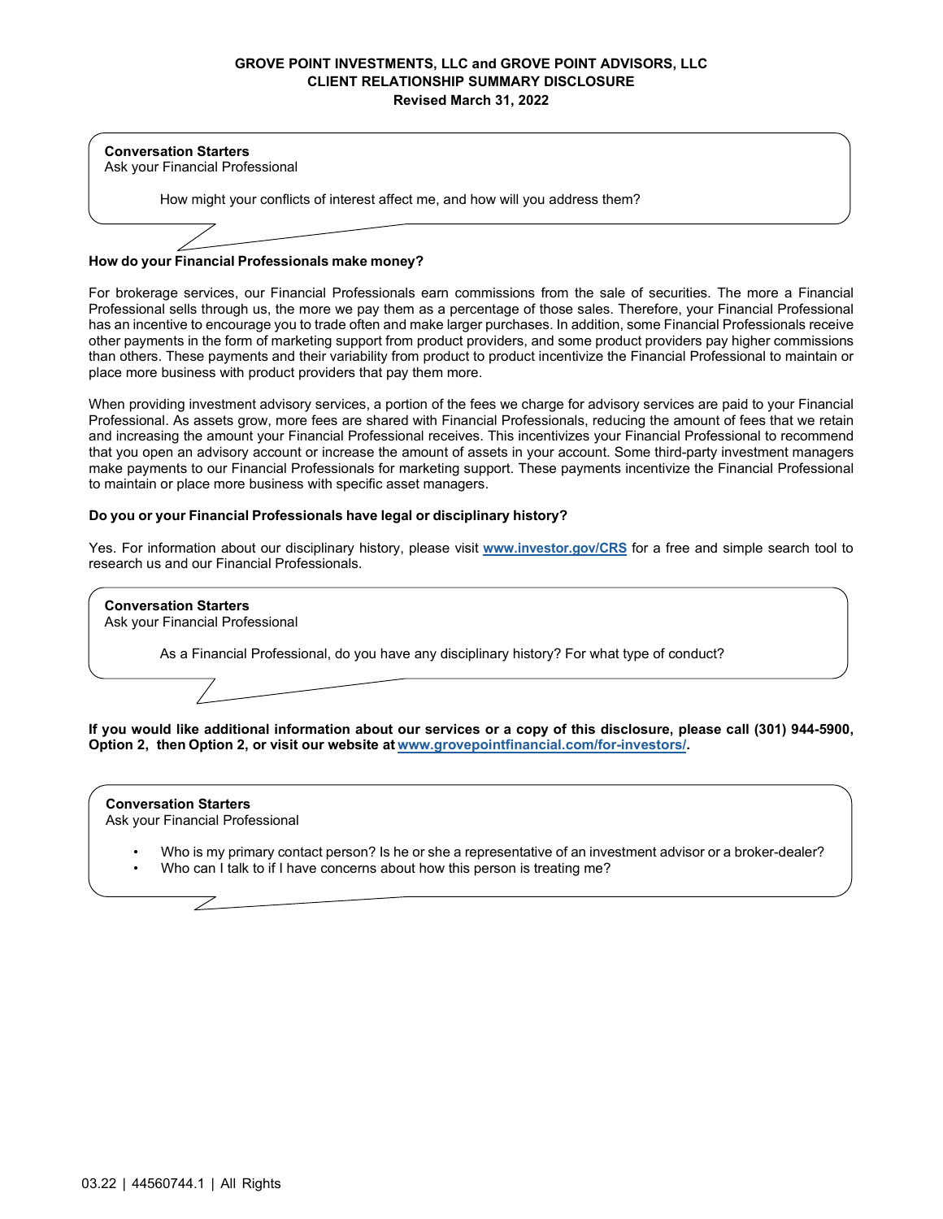GROVE POINT INVESTMENTS, LLC and GROVE POINT ADVISORS, LLC
CLIENT RELATIONSHIP SUMMARY DISCLOSURE
Revised March 31, 2022

**Conversation Starters**
Ask your Financial Professional

How might your conflicts of interest affect me, and how will you address them?

**How do your Financial Professionals make money?**

For brokerage services, our Financial Professionals earn commissions from the sale of securities. The more a Financial Professional sells through us, the more we pay them as a percentage of those sales. Therefore, your Financial Professional has an incentive to encourage you to trade often and make larger purchases. In addition, some Financial Professionals receive other payments in the form of marketing support from product providers, and some product providers pay higher commissions than others. These payments and their variability from product to product incentivize the Financial Professional to maintain or place more business with product providers that pay them more.

When providing investment advisory services, a portion of the fees we charge for advisory services are paid to your Financial Professional. As assets grow, more fees are shared with Financial Professionals, reducing the amount of fees that we retain and increasing the amount your Financial Professional receives. This incentivizes your Financial Professional to recommend that you open an advisory account or increase the amount of assets in your account. Some third-party investment managers make payments to our Financial Professionals for marketing support. These payments incentivize the Financial Professional to maintain or place more business with specific asset managers.

**Do you or your Financial Professionals have legal or disciplinary history?**

Yes. For information about our disciplinary history, please visit **www.investor.gov/CRS** for a free and simple search tool to research us and our Financial Professionals.

**Conversation Starters**
Ask your Financial Professional

As a Financial Professional, do you have any disciplinary history? For what type of conduct?

**If you would like additional information about our services or a copy of this disclosure, please call (301) 944-5900, Option 2, then Option 2, or visit our website at www.grovepointfinancial.com/for-investors/.**

**Conversation Starters**
Ask your Financial Professional

- Who is my primary contact person? Is he or she a representative of an investment advisor or a broker-dealer?
- Who can I talk to if I have concerns about how this person is treating me?

03.22 | 44560744.1 | All Rights